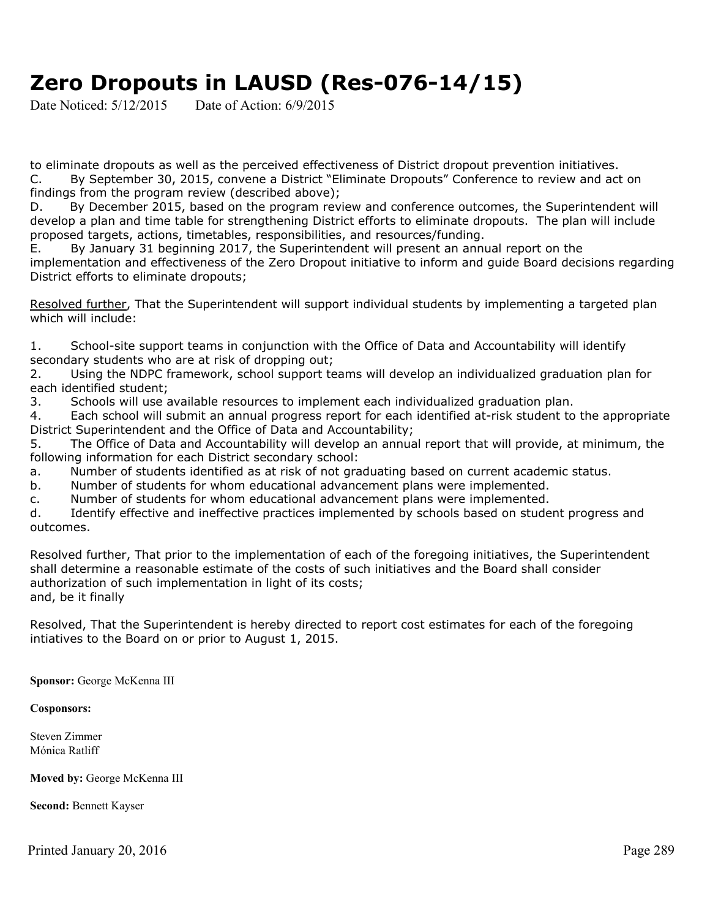# Zero Dropouts in LAUSD (Res-076-14/15)

Date Noticed: 5/12/2015 Date of Action: 6/9/2015

to eliminate dropouts as well as the perceived effectiveness of District dropout prevention initiatives.

C. By September 30, 2015, convene a District "Eliminate Dropouts" Conference to review and act on findings from the program review (described above);

D. By December 2015, based on the program review and conference outcomes, the Superintendent will develop a plan and time table for strengthening District efforts to eliminate dropouts. The plan will include proposed targets, actions, timetables, responsibilities, and resources/funding.

E. By January 31 beginning 2017, the Superintendent will present an annual report on the implementation and effectiveness of the Zero Dropout initiative to inform and guide Board decisions regarding District efforts to eliminate dropouts;

<u>Resolved further</u>, That the Superintendent will support individual students by implementing a targeted plan which will include:

1. School-site support teams in conjunction with the Office of Data and Accountability will identify secondary students who are at risk of dropping out;
2. Using the NDPC framework, school support teams will develop an individualized graduation plan for each identified student;
3. Schools will use available resources to implement each individualized graduation plan.
4. Each school will submit an annual progress report for each identified at-risk student to the appropriate District Superintendent and the Office of Data and Accountability;
5. The Office of Data and Accountability will develop an annual report that will provide, at minimum, the following information for each District secondary school:

a. Number of students identified as at risk of not graduating based on current academic status.
b. Number of students for whom educational advancement plans were implemented.
c. Number of students for whom educational advancement plans were implemented.
d. Identify effective and ineffective practices implemented by schools based on student progress and outcomes.

Resolved further, That prior to the implementation of each of the foregoing initiatives, the Superintendent shall determine a reasonable estimate of the costs of such initiatives and the Board shall consider authorization of such implementation in light of its costs;
and, be it finally

Resolved, That the Superintendent is hereby directed to report cost estimates for each of the foregoing intiatives to the Board on or prior to August 1, 2015.

**Sponsor:** George McKenna III

**Cosponsors:**

Steven Zimmer
Mónica Ratliff

**Moved by:** George McKenna III

**Second:** Bennett Kayser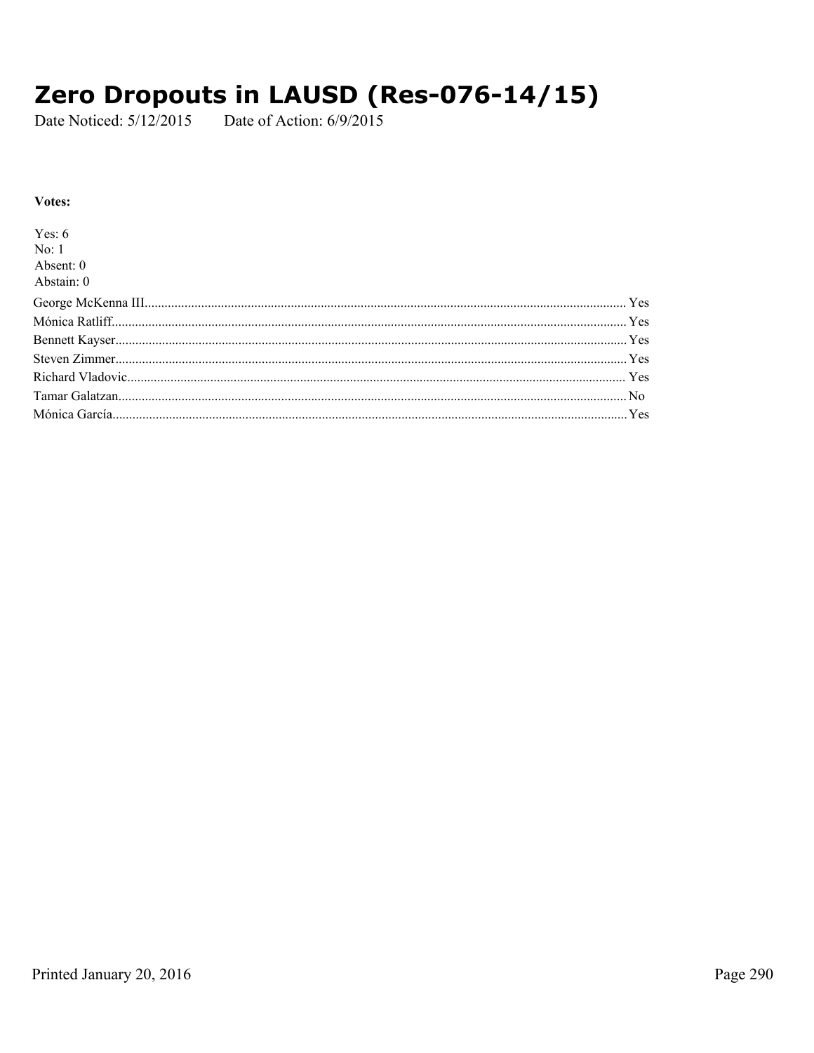# Zero Dropouts in LAUSD (Res-076-14/15)

Date Noticed: 5/12/2015 Date of Action: 6/9/2015

**Votes:**

Yes: 6
No: 1
Absent: 0
Abstain: 0

| | |
|---|---|
| George McKenna III | Yes |
| Mónica Ratliff | Yes |
| Bennett Kayser | Yes |
| Steven Zimmer | Yes |
| Richard Vladovic | Yes |
| Tamar Galatzan | No |
| Mónica García | Yes |